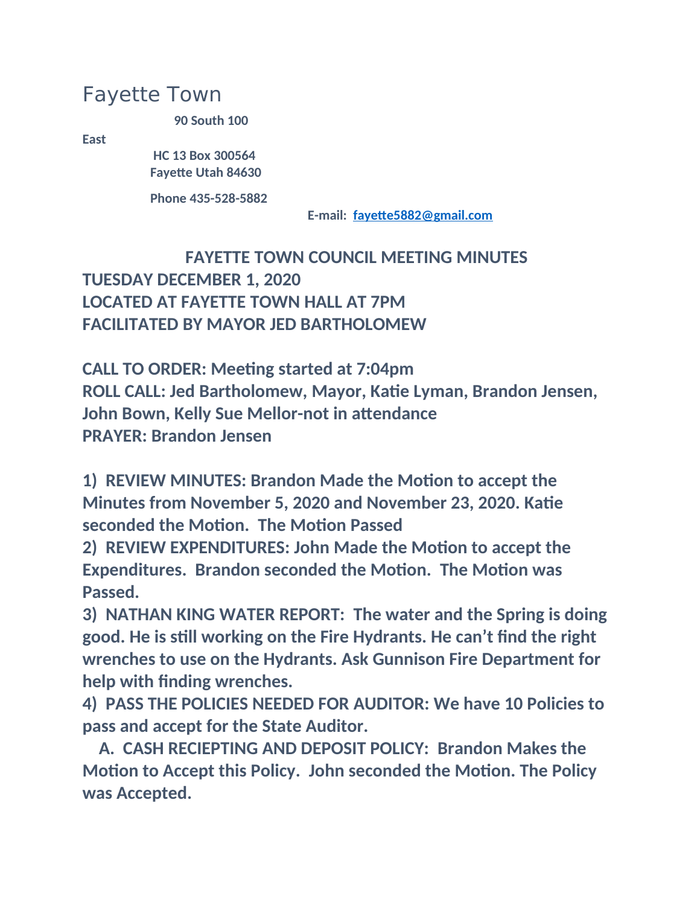# Fayette Town

**90 South 100 East**
**HC 13 Box 300564**
**Fayette Utah 84630**

**Phone 435-528-5882**

**E-mail: fayette5882@gmail.com**

## FAYETTE TOWN COUNCIL MEETING MINUTES

**TUESDAY DECEMBER 1, 2020**
**LOCATED AT FAYETTE TOWN HALL AT 7PM**
**FACILITATED BY MAYOR JED BARTHOLOMEW**

**CALL TO ORDER: Meeting started at 7:04pm**
**ROLL CALL: Jed Bartholomew, Mayor, Katie Lyman, Brandon Jensen, John Bown, Kelly Sue Mellor-not in attendance**
**PRAYER: Brandon Jensen**

**1) REVIEW MINUTES: Brandon Made the Motion to accept the Minutes from November 5, 2020 and November 23, 2020. Katie seconded the Motion. The Motion Passed**

**2) REVIEW EXPENDITURES: John Made the Motion to accept the Expenditures. Brandon seconded the Motion. The Motion was Passed.**

**3) NATHAN KING WATER REPORT: The water and the Spring is doing good. He is still working on the Fire Hydrants. He can't find the right wrenches to use on the Hydrants. Ask Gunnison Fire Department for help with finding wrenches.**

**4) PASS THE POLICIES NEEDED FOR AUDITOR: We have 10 Policies to pass and accept for the State Auditor.**

**A. CASH RECIEPTING AND DEPOSIT POLICY: Brandon Makes the Motion to Accept this Policy. John seconded the Motion. The Policy was Accepted.**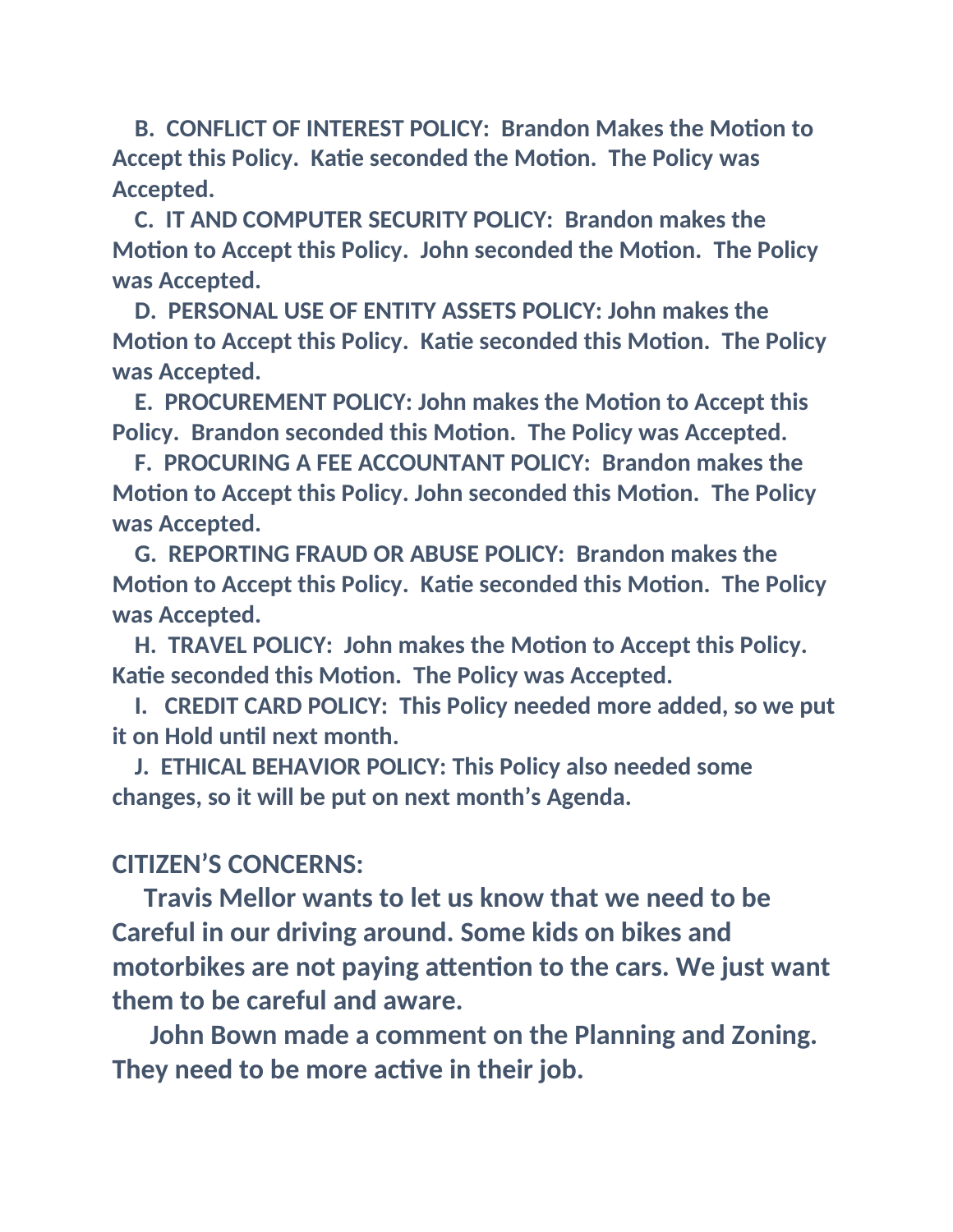**B. CONFLICT OF INTEREST POLICY: Brandon Makes the Motion to Accept this Policy. Katie seconded the Motion. The Policy was Accepted.**

**C. IT AND COMPUTER SECURITY POLICY: Brandon makes the Motion to Accept this Policy. John seconded the Motion. The Policy was Accepted.**

**D. PERSONAL USE OF ENTITY ASSETS POLICY: John makes the Motion to Accept this Policy. Katie seconded this Motion. The Policy was Accepted.**

**E. PROCUREMENT POLICY: John makes the Motion to Accept this Policy. Brandon seconded this Motion. The Policy was Accepted.**

**F. PROCURING A FEE ACCOUNTANT POLICY: Brandon makes the Motion to Accept this Policy. John seconded this Motion. The Policy was Accepted.**

**G. REPORTING FRAUD OR ABUSE POLICY: Brandon makes the Motion to Accept this Policy. Katie seconded this Motion. The Policy was Accepted.**

**H. TRAVEL POLICY: John makes the Motion to Accept this Policy. Katie seconded this Motion. The Policy was Accepted.**

**I. CREDIT CARD POLICY: This Policy needed more added, so we put it on Hold until next month.**

**J. ETHICAL BEHAVIOR POLICY: This Policy also needed some changes, so it will be put on next month's Agenda.**

**CITIZEN'S CONCERNS:**

**Travis Mellor wants to let us know that we need to be Careful in our driving around. Some kids on bikes and motorbikes are not paying attention to the cars. We just want them to be careful and aware.**

**John Bown made a comment on the Planning and Zoning. They need to be more active in their job.**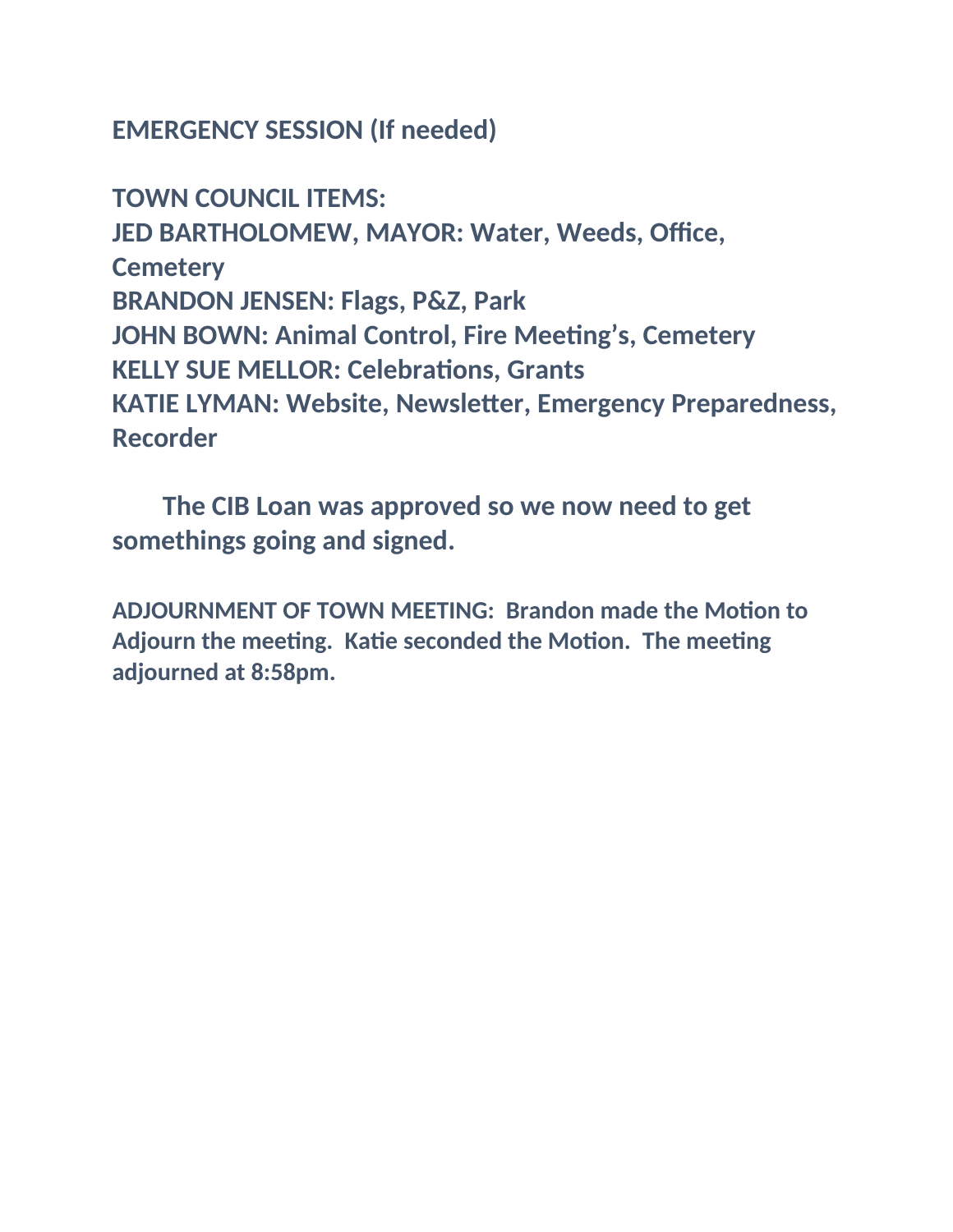**EMERGENCY SESSION (If needed)**

**TOWN COUNCIL ITEMS:**
**JED BARTHOLOMEW, MAYOR: Water, Weeds, Office, Cemetery**
**BRANDON JENSEN: Flags, P&Z, Park**
**JOHN BOWN: Animal Control, Fire Meeting's, Cemetery**
**KELLY SUE MELLOR: Celebrations, Grants**
**KATIE LYMAN: Website, Newsletter, Emergency Preparedness, Recorder**

**The CIB Loan was approved so we now need to get somethings going and signed.**

**ADJOURNMENT OF TOWN MEETING: Brandon made the Motion to Adjourn the meeting. Katie seconded the Motion. The meeting adjourned at 8:58pm.**